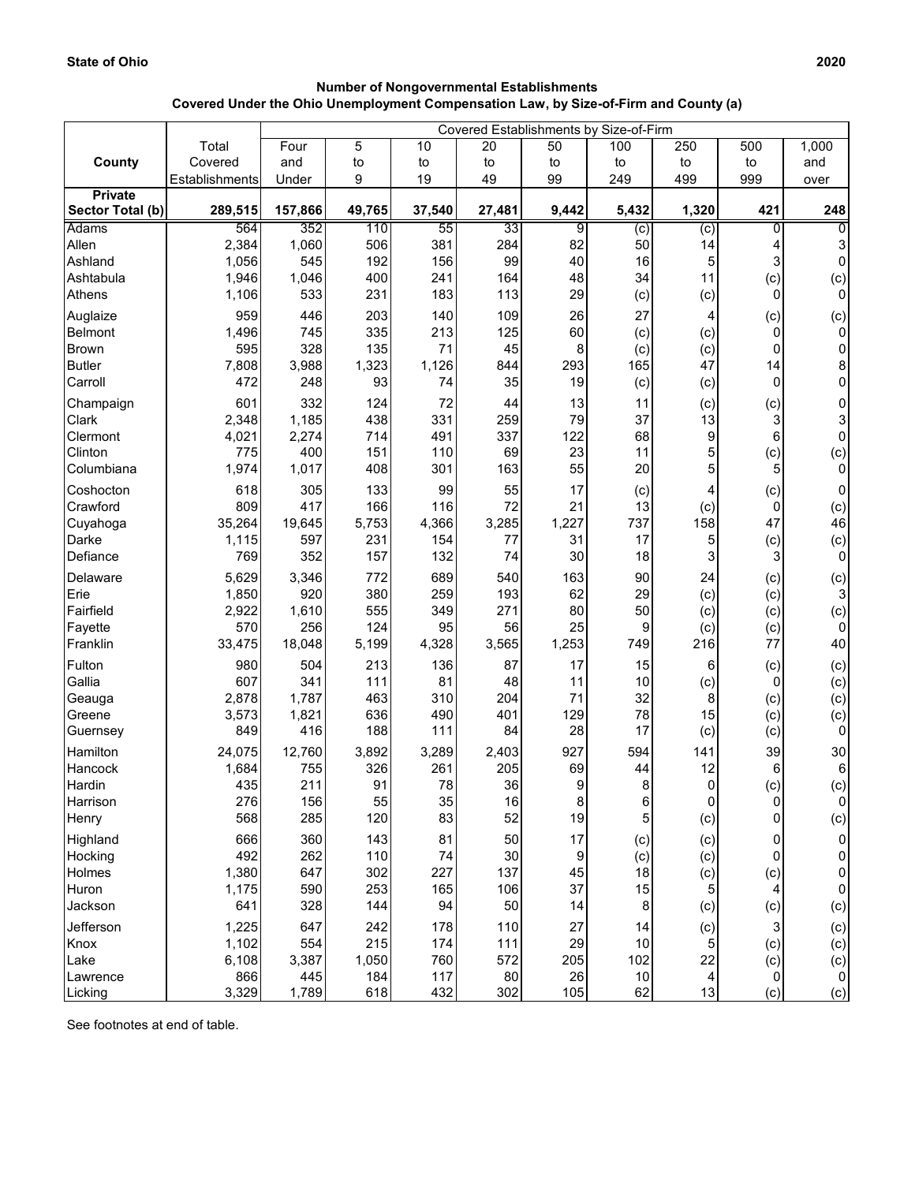**State of Ohio** **2020**

**Number of Nongovernmental Establishments**
**Covered Under the Ohio Unemployment Compensation Law, by Size-of-Firm and County (a)**

| County | Total Covered Establishments | Covered Establishments by Size-of-Firm | | | | | | | | |
|---|---|---|---|---|---|---|---|---|---|---|
| | | Four and Under | 5 to 9 | 10 to 19 | 20 to 49 | 50 to 99 | 100 to 249 | 250 to 499 | 500 to 999 | 1,000 and over |
| **Private Sector Total (b)** | **289,515** | **157,866** | **49,765** | **37,540** | **27,481** | **9,442** | **5,432** | **1,320** | **421** | **248** |
| Adams | 564 | 352 | 110 | 55 | 33 | 9 | (c) | (c) | 0 | 0 |
| Allen | 2,384 | 1,060 | 506 | 381 | 284 | 82 | 50 | 14 | 4 | 3 |
| Ashland | 1,056 | 545 | 192 | 156 | 99 | 40 | 16 | 5 | 3 | 0 |
| Ashtabula | 1,946 | 1,046 | 400 | 241 | 164 | 48 | 34 | 11 | (c) | (c) |
| Athens | 1,106 | 533 | 231 | 183 | 113 | 29 | (c) | (c) | 0 | 0 |
| Auglaize | 959 | 446 | 203 | 140 | 109 | 26 | 27 | 4 | (c) | (c) |
| Belmont | 1,496 | 745 | 335 | 213 | 125 | 60 | (c) | (c) | 0 | 0 |
| Brown | 595 | 328 | 135 | 71 | 45 | 8 | (c) | (c) | 0 | 0 |
| Butler | 7,808 | 3,988 | 1,323 | 1,126 | 844 | 293 | 165 | 47 | 14 | 8 |
| Carroll | 472 | 248 | 93 | 74 | 35 | 19 | (c) | (c) | 0 | 0 |
| Champaign | 601 | 332 | 124 | 72 | 44 | 13 | 11 | (c) | (c) | 0 |
| Clark | 2,348 | 1,185 | 438 | 331 | 259 | 79 | 37 | 13 | 3 | 3 |
| Clermont | 4,021 | 2,274 | 714 | 491 | 337 | 122 | 68 | 9 | 6 | 0 |
| Clinton | 775 | 400 | 151 | 110 | 69 | 23 | 11 | 5 | (c) | (c) |
| Columbiana | 1,974 | 1,017 | 408 | 301 | 163 | 55 | 20 | 5 | 5 | 0 |
| Coshocton | 618 | 305 | 133 | 99 | 55 | 17 | (c) | 4 | (c) | 0 |
| Crawford | 809 | 417 | 166 | 116 | 72 | 21 | 13 | (c) | 0 | (c) |
| Cuyahoga | 35,264 | 19,645 | 5,753 | 4,366 | 3,285 | 1,227 | 737 | 158 | 47 | 46 |
| Darke | 1,115 | 597 | 231 | 154 | 77 | 31 | 17 | 5 | (c) | (c) |
| Defiance | 769 | 352 | 157 | 132 | 74 | 30 | 18 | 3 | 3 | 0 |
| Delaware | 5,629 | 3,346 | 772 | 689 | 540 | 163 | 90 | 24 | (c) | (c) |
| Erie | 1,850 | 920 | 380 | 259 | 193 | 62 | 29 | (c) | (c) | 3 |
| Fairfield | 2,922 | 1,610 | 555 | 349 | 271 | 80 | 50 | (c) | (c) | (c) |
| Fayette | 570 | 256 | 124 | 95 | 56 | 25 | 9 | (c) | (c) | 0 |
| Franklin | 33,475 | 18,048 | 5,199 | 4,328 | 3,565 | 1,253 | 749 | 216 | 77 | 40 |
| Fulton | 980 | 504 | 213 | 136 | 87 | 17 | 15 | 6 | (c) | (c) |
| Gallia | 607 | 341 | 111 | 81 | 48 | 11 | 10 | (c) | 0 | (c) |
| Geauga | 2,878 | 1,787 | 463 | 310 | 204 | 71 | 32 | 8 | (c) | (c) |
| Greene | 3,573 | 1,821 | 636 | 490 | 401 | 129 | 78 | 15 | (c) | (c) |
| Guernsey | 849 | 416 | 188 | 111 | 84 | 28 | 17 | (c) | (c) | 0 |
| Hamilton | 24,075 | 12,760 | 3,892 | 3,289 | 2,403 | 927 | 594 | 141 | 39 | 30 |
| Hancock | 1,684 | 755 | 326 | 261 | 205 | 69 | 44 | 12 | 6 | 6 |
| Hardin | 435 | 211 | 91 | 78 | 36 | 9 | 8 | 0 | (c) | (c) |
| Harrison | 276 | 156 | 55 | 35 | 16 | 8 | 6 | 0 | 0 | 0 |
| Henry | 568 | 285 | 120 | 83 | 52 | 19 | 5 | (c) | 0 | (c) |
| Highland | 666 | 360 | 143 | 81 | 50 | 17 | (c) | (c) | 0 | 0 |
| Hocking | 492 | 262 | 110 | 74 | 30 | 9 | (c) | (c) | 0 | 0 |
| Holmes | 1,380 | 647 | 302 | 227 | 137 | 45 | 18 | (c) | (c) | 0 |
| Huron | 1,175 | 590 | 253 | 165 | 106 | 37 | 15 | 5 | 4 | 0 |
| Jackson | 641 | 328 | 144 | 94 | 50 | 14 | 8 | (c) | (c) | (c) |
| Jefferson | 1,225 | 647 | 242 | 178 | 110 | 27 | 14 | (c) | 3 | (c) |
| Knox | 1,102 | 554 | 215 | 174 | 111 | 29 | 10 | 5 | (c) | (c) |
| Lake | 6,108 | 3,387 | 1,050 | 760 | 572 | 205 | 102 | 22 | (c) | (c) |
| Lawrence | 866 | 445 | 184 | 117 | 80 | 26 | 10 | 4 | 0 | 0 |
| Licking | 3,329 | 1,789 | 618 | 432 | 302 | 105 | 62 | 13 | (c) | (c) |

See footnotes at end of table.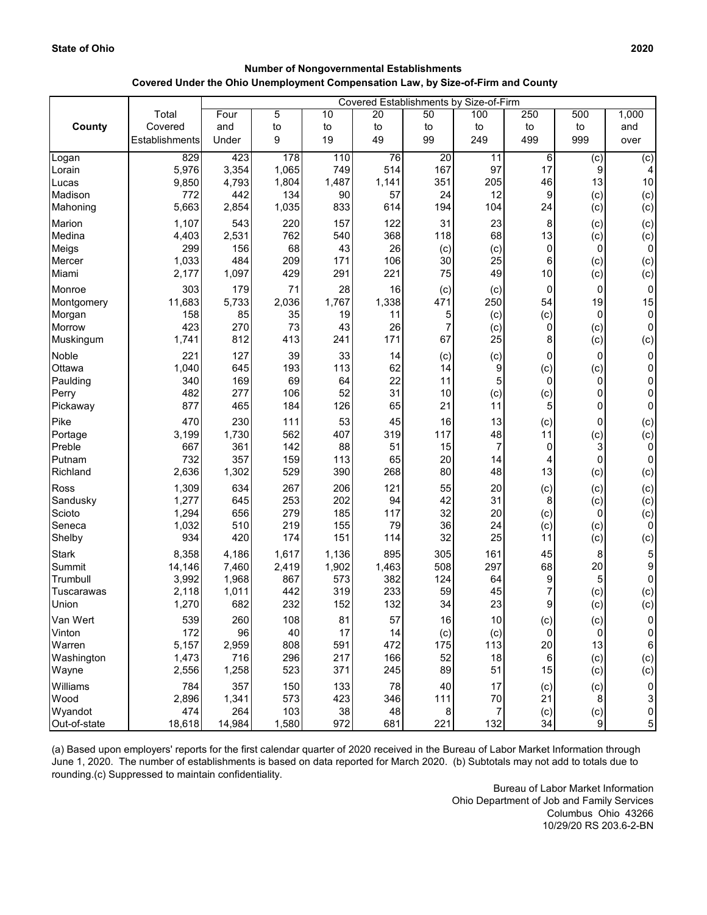**Number of Nongovernmental Establishments**
**Covered Under the Ohio Unemployment Compensation Law, by Size-of-Firm and County**

| County | Total Covered Establishments | Covered Establishments by Size-of-Firm | | | | | | | | |
|---|---|---|---|---|---|---|---|---|---|---|
| | | Four and Under | 5 to 9 | 10 to 19 | 20 to 49 | 50 to 99 | 100 to 249 | 250 to 499 | 500 to 999 | 1,000 and over |
| Logan | 829 | 423 | 178 | 110 | 76 | 20 | 11 | 6 | (c) | (c) |
| Lorain | 5,976 | 3,354 | 1,065 | 749 | 514 | 167 | 97 | 17 | 9 | 4 |
| Lucas | 9,850 | 4,793 | 1,804 | 1,487 | 1,141 | 351 | 205 | 46 | 13 | 10 |
| Madison | 772 | 442 | 134 | 90 | 57 | 24 | 12 | 9 | (c) | (c) |
| Mahoning | 5,663 | 2,854 | 1,035 | 833 | 614 | 194 | 104 | 24 | (c) | (c) |
| Marion | 1,107 | 543 | 220 | 157 | 122 | 31 | 23 | 8 | (c) | (c) |
| Medina | 4,403 | 2,531 | 762 | 540 | 368 | 118 | 68 | 13 | (c) | (c) |
| Meigs | 299 | 156 | 68 | 43 | 26 | (c) | (c) | 0 | 0 | 0 |
| Mercer | 1,033 | 484 | 209 | 171 | 106 | 30 | 25 | 6 | (c) | (c) |
| Miami | 2,177 | 1,097 | 429 | 291 | 221 | 75 | 49 | 10 | (c) | (c) |
| Monroe | 303 | 179 | 71 | 28 | 16 | (c) | (c) | 0 | 0 | 0 |
| Montgomery | 11,683 | 5,733 | 2,036 | 1,767 | 1,338 | 471 | 250 | 54 | 19 | 15 |
| Morgan | 158 | 85 | 35 | 19 | 11 | 5 | (c) | (c) | 0 | 0 |
| Morrow | 423 | 270 | 73 | 43 | 26 | 7 | (c) | 0 | (c) | 0 |
| Muskingum | 1,741 | 812 | 413 | 241 | 171 | 67 | 25 | 8 | (c) | (c) |
| Noble | 221 | 127 | 39 | 33 | 14 | (c) | (c) | 0 | 0 | 0 |
| Ottawa | 1,040 | 645 | 193 | 113 | 62 | 14 | 9 | (c) | (c) | 0 |
| Paulding | 340 | 169 | 69 | 64 | 22 | 11 | 5 | 0 | 0 | 0 |
| Perry | 482 | 277 | 106 | 52 | 31 | 10 | (c) | (c) | 0 | 0 |
| Pickaway | 877 | 465 | 184 | 126 | 65 | 21 | 11 | 5 | 0 | 0 |
| Pike | 470 | 230 | 111 | 53 | 45 | 16 | 13 | (c) | 0 | (c) |
| Portage | 3,199 | 1,730 | 562 | 407 | 319 | 117 | 48 | 11 | (c) | (c) |
| Preble | 667 | 361 | 142 | 88 | 51 | 15 | 7 | 0 | 3 | 0 |
| Putnam | 732 | 357 | 159 | 113 | 65 | 20 | 14 | 4 | 0 | 0 |
| Richland | 2,636 | 1,302 | 529 | 390 | 268 | 80 | 48 | 13 | (c) | (c) |
| Ross | 1,309 | 634 | 267 | 206 | 121 | 55 | 20 | (c) | (c) | (c) |
| Sandusky | 1,277 | 645 | 253 | 202 | 94 | 42 | 31 | 8 | (c) | (c) |
| Scioto | 1,294 | 656 | 279 | 185 | 117 | 32 | 20 | (c) | 0 | (c) |
| Seneca | 1,032 | 510 | 219 | 155 | 79 | 36 | 24 | (c) | (c) | 0 |
| Shelby | 934 | 420 | 174 | 151 | 114 | 32 | 25 | 11 | (c) | (c) |
| Stark | 8,358 | 4,186 | 1,617 | 1,136 | 895 | 305 | 161 | 45 | 8 | 5 |
| Summit | 14,146 | 7,460 | 2,419 | 1,902 | 1,463 | 508 | 297 | 68 | 20 | 9 |
| Trumbull | 3,992 | 1,968 | 867 | 573 | 382 | 124 | 64 | 9 | 5 | 0 |
| Tuscarawas | 2,118 | 1,011 | 442 | 319 | 233 | 59 | 45 | 7 | (c) | (c) |
| Union | 1,270 | 682 | 232 | 152 | 132 | 34 | 23 | 9 | (c) | (c) |
| Van Wert | 539 | 260 | 108 | 81 | 57 | 16 | 10 | (c) | (c) | 0 |
| Vinton | 172 | 96 | 40 | 17 | 14 | (c) | (c) | 0 | 0 | 0 |
| Warren | 5,157 | 2,959 | 808 | 591 | 472 | 175 | 113 | 20 | 13 | 6 |
| Washington | 1,473 | 716 | 296 | 217 | 166 | 52 | 18 | 6 | (c) | (c) |
| Wayne | 2,556 | 1,258 | 523 | 371 | 245 | 89 | 51 | 15 | (c) | (c) |
| Williams | 784 | 357 | 150 | 133 | 78 | 40 | 17 | (c) | (c) | 0 |
| Wood | 2,896 | 1,341 | 573 | 423 | 346 | 111 | 70 | 21 | 8 | 3 |
| Wyandot | 474 | 264 | 103 | 38 | 48 | 8 | 7 | (c) | (c) | 0 |
| Out-of-state | 18,618 | 14,984 | 1,580 | 972 | 681 | 221 | 132 | 34 | 9 | 5 |

(a) Based upon employers' reports for the first calendar quarter of 2020 received in the Bureau of Labor Market Information through June 1, 2020. The number of establishments is based on data reported for March 2020. (b) Subtotals may not add to totals due to rounding.(c) Suppressed to maintain confidentiality.

Bureau of Labor Market Information
Ohio Department of Job and Family Services
Columbus Ohio 43266
10/29/20 RS 203.6-2-BN